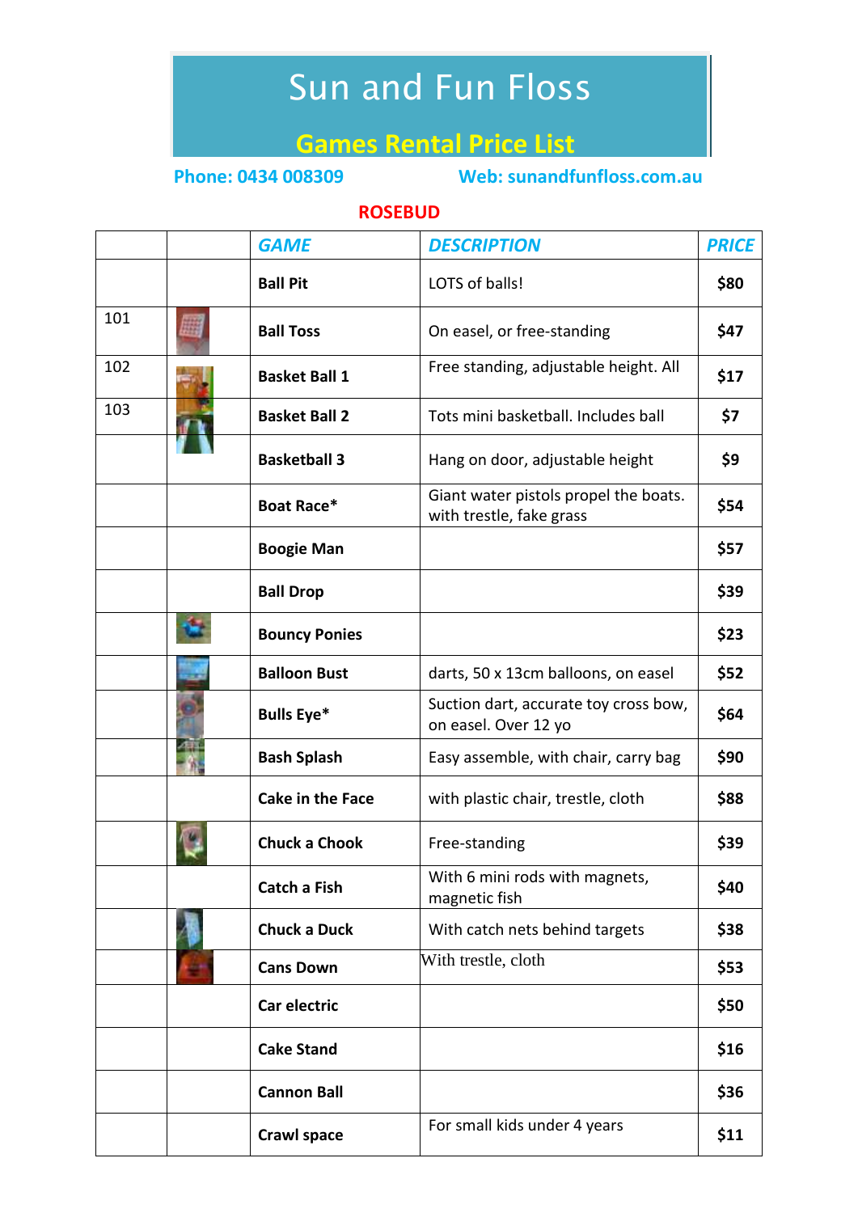# Sun and Fun Floss

## Games Rental Price List

**Phone: 0434 008309** **Web: sunandfunfloss.com.au**

**ROSEBUD**

| | | *GAME* | *DESCRIPTION* | *PRICE* |
|---|---|---|---|---|
| | | **Ball Pit** | LOTS of balls! | **$80** |
| 101 | | **Ball Toss** | On easel, or free-standing | **$47** |
| 102 | | **Basket Ball 1** | Free standing, adjustable height. All | **$17** |
| 103 | | **Basket Ball 2** | Tots mini basketball. Includes ball | **$7** |
| | | **Basketball 3** | Hang on door, adjustable height | **$9** |
| | | **Boat Race*** | Giant water pistols propel the boats. with trestle, fake grass | **$54** |
| | | **Boogie Man** | | **$57** |
| | | **Ball Drop** | | **$39** |
| | | **Bouncy Ponies** | | **$23** |
| | | **Balloon Bust** | darts, 50 x 13cm balloons, on easel | **$52** |
| | | **Bulls Eye*** | Suction dart, accurate toy cross bow, on easel. Over 12 yo | **$64** |
| | | **Bash Splash** | Easy assemble, with chair, carry bag | **$90** |
| | | **Cake in the Face** | with plastic chair, trestle, cloth | **$88** |
| | | **Chuck a Chook** | Free-standing | **$39** |
| | | **Catch a Fish** | With 6 mini rods with magnets, magnetic fish | **$40** |
| | | **Chuck a Duck** | With catch nets behind targets | **$38** |
| | | **Cans Down** | With trestle, cloth | **$53** |
| | | **Car electric** | | **$50** |
| | | **Cake Stand** | | **$16** |
| | | **Cannon Ball** | | **$36** |
| | | **Crawl space** | For small kids under 4 years | **$11** |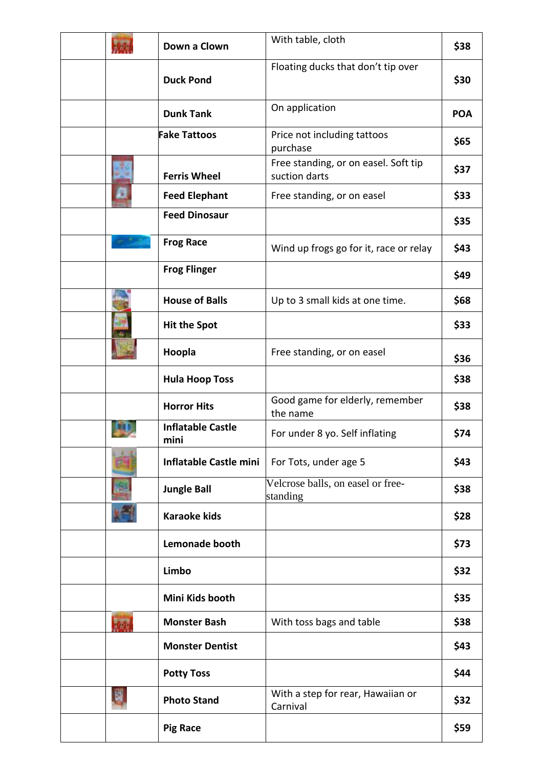| | | | | |
|---|---|---|---|---|
| | | **Down a Clown** | With table, cloth | **$38** |
| | | **Duck Pond** | Floating ducks that don't tip over | **$30** |
| | | **Dunk Tank** | On application | **POA** |
| | | **Fake Tattoos** | Price not including tattoos purchase | **$65** |
| | | **Ferris Wheel** | Free standing, or on easel. Soft tip suction darts | **$37** |
| | | **Feed Elephant** | Free standing, or on easel | **$33** |
| | | **Feed Dinosaur** | | **$35** |
| | | **Frog Race** | Wind up frogs go for it, race or relay | **$43** |
| | | **Frog Flinger** | | **$49** |
| | | **House of Balls** | Up to 3 small kids at one time. | **$68** |
| | | **Hit the Spot** | | **$33** |
| | | **Hoopla** | Free standing, or on easel | **$36** |
| | | **Hula Hoop Toss** | | **$38** |
| | | **Horror Hits** | Good game for elderly, remember the name | **$38** |
| | | **Inflatable Castle mini** | For under 8 yo. Self inflating | **$74** |
| | | **Inflatable Castle mini** | For Tots, under age 5 | **$43** |
| | | **Jungle Ball** | Velcrose balls, on easel or free-standing | **$38** |
| | | **Karaoke kids** | | **$28** |
| | | **Lemonade booth** | | **$73** |
| | | **Limbo** | | **$32** |
| | | **Mini Kids booth** | | **$35** |
| | | **Monster Bash** | With toss bags and table | **$38** |
| | | **Monster Dentist** | | **$43** |
| | | **Potty Toss** | | **$44** |
| | | **Photo Stand** | With a step for rear, Hawaiian or Carnival | **$32** |
| | | **Pig Race** | | **$59** |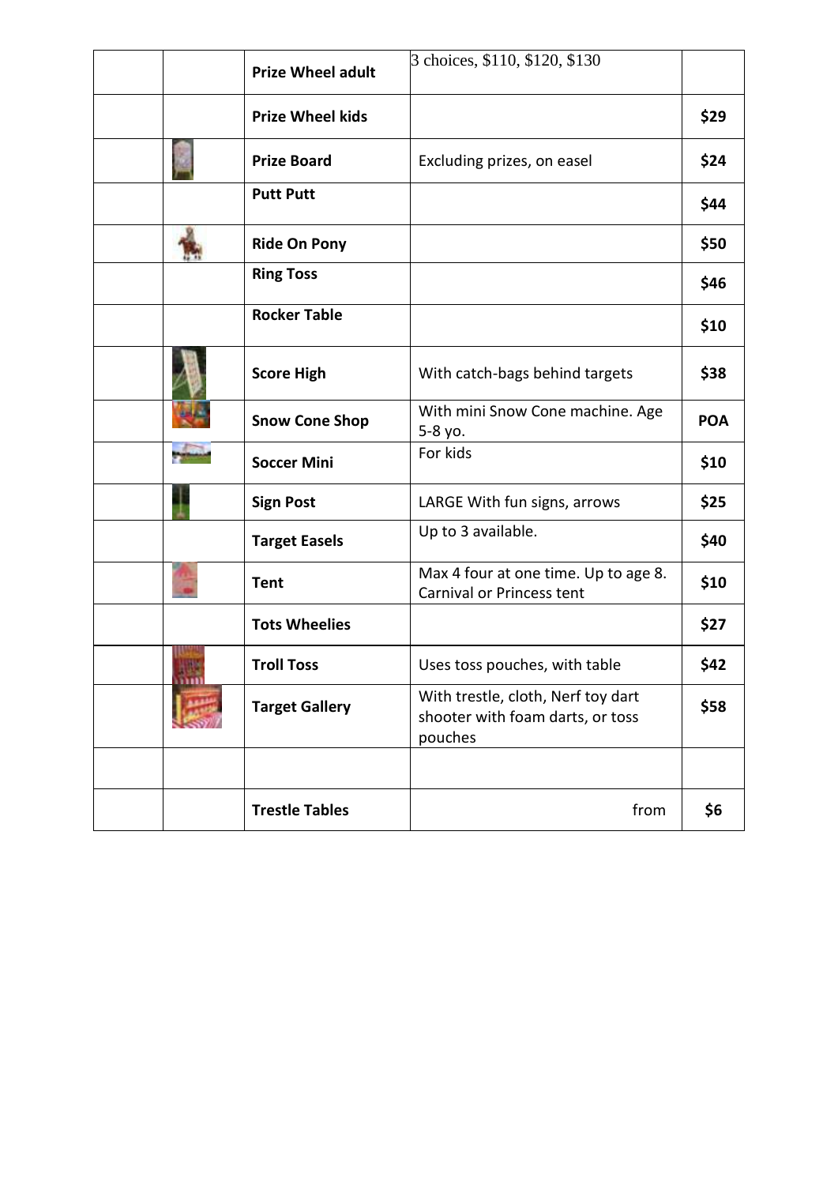| | | | | |
|---|---|---|---|---|
| | | **Prize Wheel adult** | 3 choices, $110, $120, $130 | |
| | | **Prize Wheel kids** | | **$29** |
| | | **Prize Board** | Excluding prizes, on easel | **$24** |
| | | **Putt Putt** | | **$44** |
| | | **Ride On Pony** | | **$50** |
| | | **Ring Toss** | | **$46** |
| | | **Rocker Table** | | **$10** |
| | | **Score High** | With catch-bags behind targets | **$38** |
| | | **Snow Cone Shop** | With mini Snow Cone machine. Age 5-8 yo. | **POA** |
| | | **Soccer Mini** | For kids | **$10** |
| | | **Sign Post** | LARGE With fun signs, arrows | **$25** |
| | | **Target Easels** | Up to 3 available. | **$40** |
| | | **Tent** | Max 4 four at one time. Up to age 8. Carnival or Princess tent | **$10** |
| | | **Tots Wheelies** | | **$27** |
| | | **Troll Toss** | Uses toss pouches, with table | **$42** |
| | | **Target Gallery** | With trestle, cloth, Nerf toy dart shooter with foam darts, or toss pouches | **$58** |
| | | | | |
| | | **Trestle Tables** | from | **$6** |